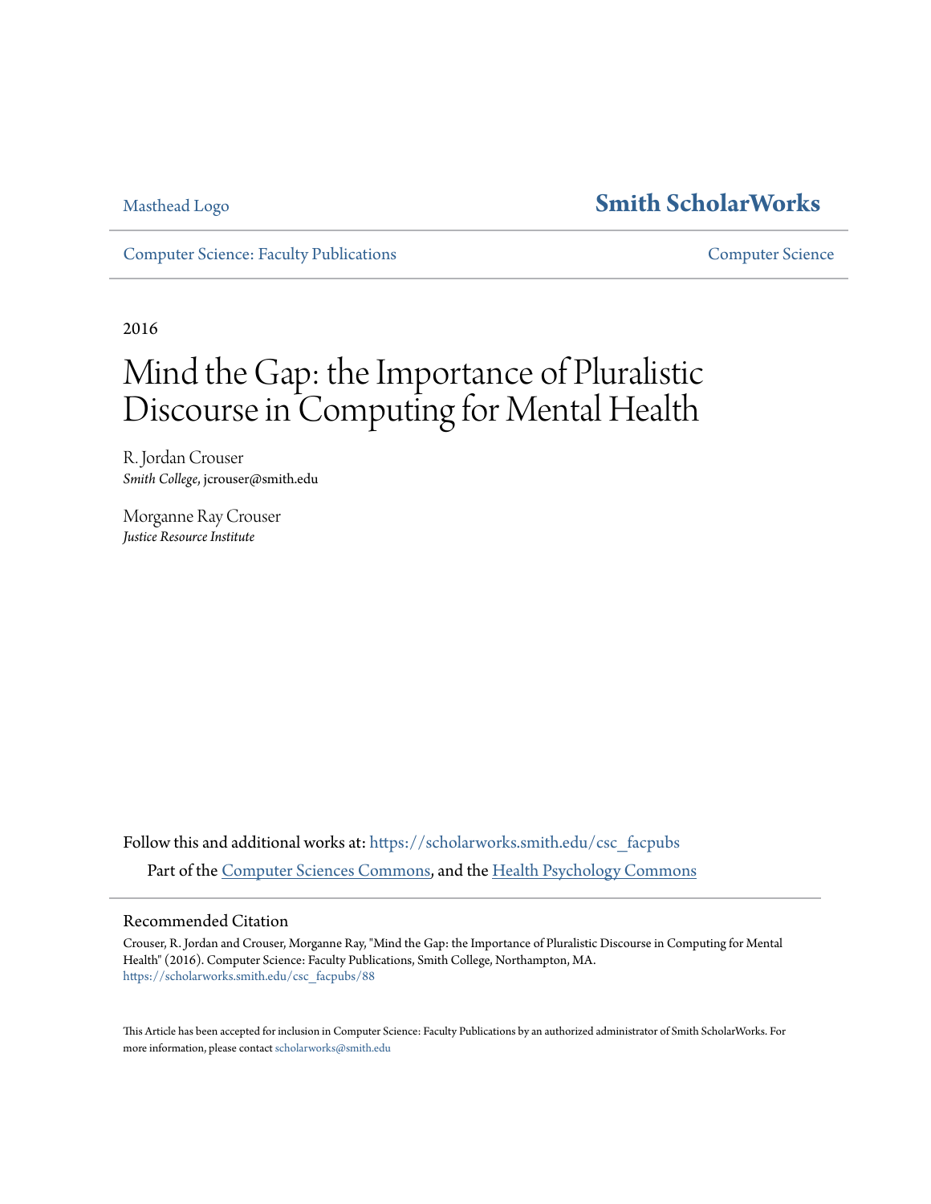Masthead Logo

**Smith ScholarWorks**

Computer Science: Faculty Publications

Computer Science

2016

# Mind the Gap: the Importance of Pluralistic Discourse in Computing for Mental Health

R. Jordan Crouser
*Smith College*, jcrouser@smith.edu

Morganne Ray Crouser
*Justice Resource Institute*

Follow this and additional works at: https://scholarworks.smith.edu/csc_facpubs

Part of the Computer Sciences Commons, and the Health Psychology Commons

## Recommended Citation

Crouser, R. Jordan and Crouser, Morganne Ray, "Mind the Gap: the Importance of Pluralistic Discourse in Computing for Mental Health" (2016). Computer Science: Faculty Publications, Smith College, Northampton, MA.
https://scholarworks.smith.edu/csc_facpubs/88

This Article has been accepted for inclusion in Computer Science: Faculty Publications by an authorized administrator of Smith ScholarWorks. For more information, please contact scholarworks@smith.edu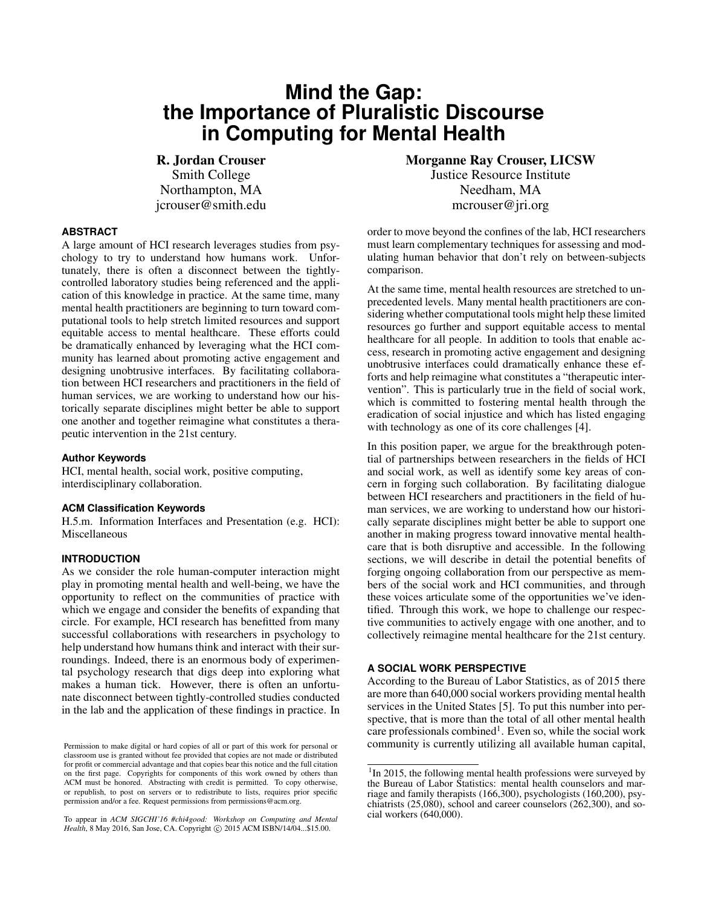# Mind the Gap: the Importance of Pluralistic Discourse in Computing for Mental Health

**R. Jordan Crouser**
Smith College
Northampton, MA
jcrouser@smith.edu

**Morganne Ray Crouser, LICSW**
Justice Resource Institute
Needham, MA
mcrouser@jri.org

## ABSTRACT

A large amount of HCI research leverages studies from psychology to try to understand how humans work. Unfortunately, there is often a disconnect between the tightly-controlled laboratory studies being referenced and the application of this knowledge in practice. At the same time, many mental health practitioners are beginning to turn toward computational tools to help stretch limited resources and support equitable access to mental healthcare. These efforts could be dramatically enhanced by leveraging what the HCI community has learned about promoting active engagement and designing unobtrusive interfaces. By facilitating collaboration between HCI researchers and practitioners in the field of human services, we are working to understand how our historically separate disciplines might better be able to support one another and together reimagine what constitutes a therapeutic intervention in the 21st century.

### Author Keywords

HCI, mental health, social work, positive computing, interdisciplinary collaboration.

### ACM Classification Keywords

H.5.m. Information Interfaces and Presentation (e.g. HCI): Miscellaneous

## INTRODUCTION

As we consider the role human-computer interaction might play in promoting mental health and well-being, we have the opportunity to reflect on the communities of practice with which we engage and consider the benefits of expanding that circle. For example, HCI research has benefitted from many successful collaborations with researchers in psychology to help understand how humans think and interact with their surroundings. Indeed, there is an enormous body of experimental psychology research that digs deep into exploring what makes a human tick. However, there is often an unfortunate disconnect between tightly-controlled studies conducted in the lab and the application of these findings in practice. In order to move beyond the confines of the lab, HCI researchers must learn complementary techniques for assessing and modulating human behavior that don't rely on between-subjects comparison.

At the same time, mental health resources are stretched to unprecedented levels. Many mental health practitioners are considering whether computational tools might help these limited resources go further and support equitable access to mental healthcare for all people. In addition to tools that enable access, research in promoting active engagement and designing unobtrusive interfaces could dramatically enhance these efforts and help reimagine what constitutes a "therapeutic intervention". This is particularly true in the field of social work, which is committed to fostering mental health through the eradication of social injustice and which has listed engaging with technology as one of its core challenges [4].

In this position paper, we argue for the breakthrough potential of partnerships between researchers in the fields of HCI and social work, as well as identify some key areas of concern in forging such collaboration. By facilitating dialogue between HCI researchers and practitioners in the field of human services, we are working to understand how our historically separate disciplines might better be able to support one another in making progress toward innovative mental healthcare that is both disruptive and accessible. In the following sections, we will describe in detail the potential benefits of forging ongoing collaboration from our perspective as members of the social work and HCI communities, and through these voices articulate some of the opportunities we've identified. Through this work, we hope to challenge our respective communities to actively engage with one another, and to collectively reimagine mental healthcare for the 21st century.

## A SOCIAL WORK PERSPECTIVE

According to the Bureau of Labor Statistics, as of 2015 there are more than 640,000 social workers providing mental health services in the United States [5]. To put this number into perspective, that is more than the total of all other mental health care professionals combined[1]. Even so, while the social work community is currently utilizing all available human capital,

[1] In 2015, the following mental health professions were surveyed by the Bureau of Labor Statistics: mental health counselors and marriage and family therapists (166,300), psychologists (160,200), psychiatrists (25,080), school and career counselors (262,300), and social workers (640,000).

Permission to make digital or hard copies of all or part of this work for personal or classroom use is granted without fee provided that copies are not made or distributed for profit or commercial advantage and that copies bear this notice and the full citation on the first page. Copyrights for components of this work owned by others than ACM must be honored. Abstracting with credit is permitted. To copy otherwise, or republish, to post on servers or to redistribute to lists, requires prior specific permission and/or a fee. Request permissions from permissions@acm.org.

To appear in *ACM SIGCHI'16 #chi4good: Workshop on Computing and Mental Health*, 8 May 2016, San Jose, CA. Copyright © 2015 ACM ISBN/14/04...$15.00.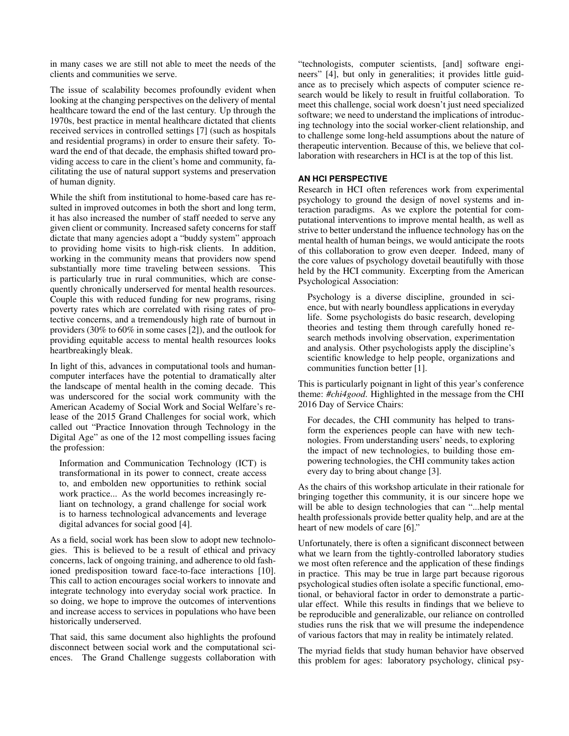in many cases we are still not able to meet the needs of the clients and communities we serve.

The issue of scalability becomes profoundly evident when looking at the changing perspectives on the delivery of mental healthcare toward the end of the last century. Up through the 1970s, best practice in mental healthcare dictated that clients received services in controlled settings [7] (such as hospitals and residential programs) in order to ensure their safety. Toward the end of that decade, the emphasis shifted toward providing access to care in the client's home and community, facilitating the use of natural support systems and preservation of human dignity.

While the shift from institutional to home-based care has resulted in improved outcomes in both the short and long term, it has also increased the number of staff needed to serve any given client or community. Increased safety concerns for staff dictate that many agencies adopt a "buddy system" approach to providing home visits to high-risk clients. In addition, working in the community means that providers now spend substantially more time traveling between sessions. This is particularly true in rural communities, which are consequently chronically underserved for mental health resources. Couple this with reduced funding for new programs, rising poverty rates which are correlated with rising rates of protective concerns, and a tremendously high rate of burnout in providers (30% to 60% in some cases [2]), and the outlook for providing equitable access to mental health resources looks heartbreakingly bleak.

In light of this, advances in computational tools and human-computer interfaces have the potential to dramatically alter the landscape of mental health in the coming decade. This was underscored for the social work community with the American Academy of Social Work and Social Welfare's release of the 2015 Grand Challenges for social work, which called out "Practice Innovation through Technology in the Digital Age" as one of the 12 most compelling issues facing the profession:

> Information and Communication Technology (ICT) is transformational in its power to connect, create access to, and embolden new opportunities to rethink social work practice... As the world becomes increasingly reliant on technology, a grand challenge for social work is to harness technological advancements and leverage digital advances for social good [4].

As a field, social work has been slow to adopt new technologies. This is believed to be a result of ethical and privacy concerns, lack of ongoing training, and adherence to old fashioned predisposition toward face-to-face interactions [10]. This call to action encourages social workers to innovate and integrate technology into everyday social work practice. In so doing, we hope to improve the outcomes of interventions and increase access to services in populations who have been historically underserved.

That said, this same document also highlights the profound disconnect between social work and the computational sciences. The Grand Challenge suggests collaboration with "technologists, computer scientists, [and] software engineers" [4], but only in generalities; it provides little guidance as to precisely which aspects of computer science research would be likely to result in fruitful collaboration. To meet this challenge, social work doesn't just need specialized software; we need to understand the implications of introducing technology into the social worker-client relationship, and to challenge some long-held assumptions about the nature of therapeutic intervention. Because of this, we believe that collaboration with researchers in HCI is at the top of this list.

## AN HCI PERSPECTIVE

Research in HCI often references work from experimental psychology to ground the design of novel systems and interaction paradigms. As we explore the potential for computational interventions to improve mental health, as well as strive to better understand the influence technology has on the mental health of human beings, we would anticipate the roots of this collaboration to grow even deeper. Indeed, many of the core values of psychology dovetail beautifully with those held by the HCI community. Excerpting from the American Psychological Association:

> Psychology is a diverse discipline, grounded in science, but with nearly boundless applications in everyday life. Some psychologists do basic research, developing theories and testing them through carefully honed research methods involving observation, experimentation and analysis. Other psychologists apply the discipline's scientific knowledge to help people, organizations and communities function better [1].

This is particularly poignant in light of this year's conference theme: *#chi4good*. Highlighted in the message from the CHI 2016 Day of Service Chairs:

> For decades, the CHI community has helped to transform the experiences people can have with new technologies. From understanding users' needs, to exploring the impact of new technologies, to building those empowering technologies, the CHI community takes action every day to bring about change [3].

As the chairs of this workshop articulate in their rationale for bringing together this community, it is our sincere hope we will be able to design technologies that can "...help mental health professionals provide better quality help, and are at the heart of new models of care [6]."

Unfortunately, there is often a significant disconnect between what we learn from the tightly-controlled laboratory studies we most often reference and the application of these findings in practice. This may be true in large part because rigorous psychological studies often isolate a specific functional, emotional, or behavioral factor in order to demonstrate a particular effect. While this results in findings that we believe to be reproducible and generalizable, our reliance on controlled studies runs the risk that we will presume the independence of various factors that may in reality be intimately related.

The myriad fields that study human behavior have observed this problem for ages: laboratory psychology, clinical psy-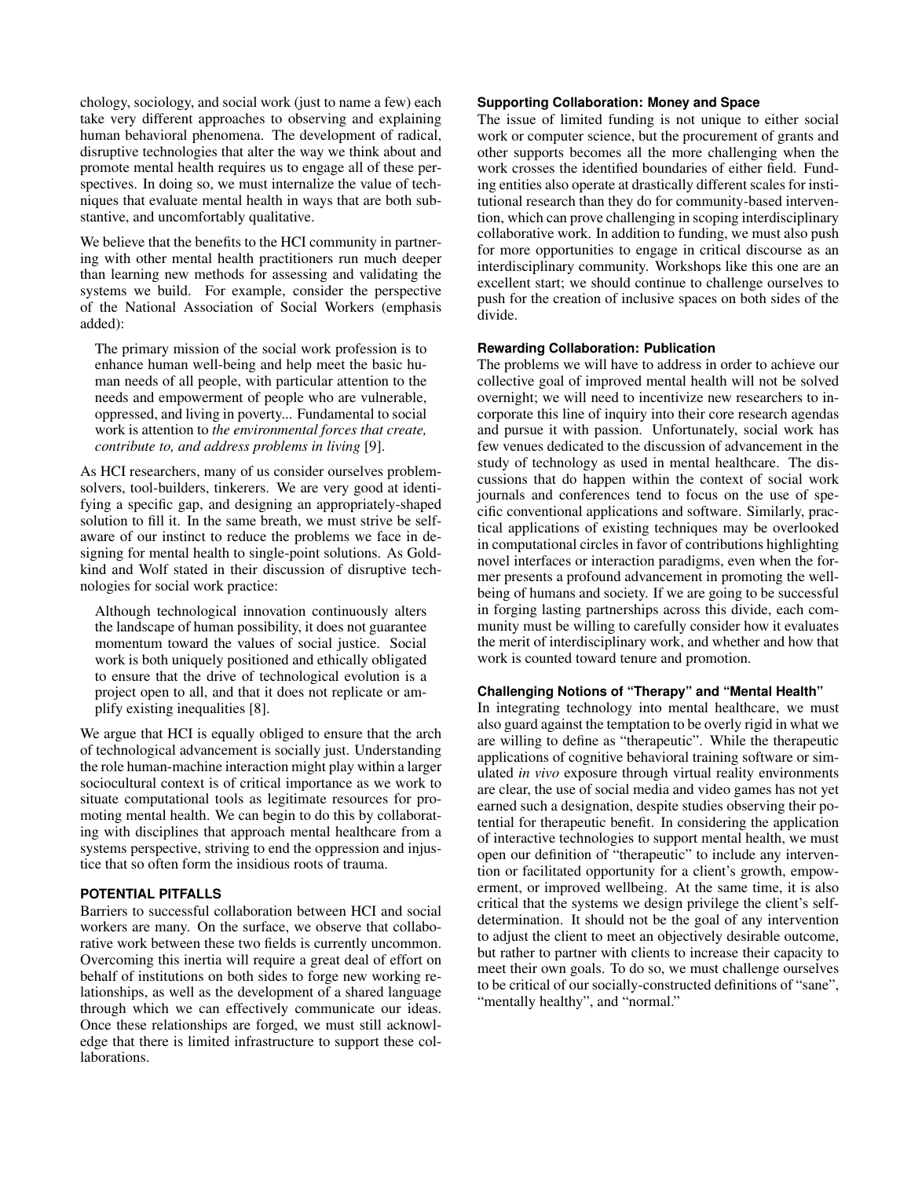chology, sociology, and social work (just to name a few) each take very different approaches to observing and explaining human behavioral phenomena. The development of radical, disruptive technologies that alter the way we think about and promote mental health requires us to engage all of these perspectives. In doing so, we must internalize the value of techniques that evaluate mental health in ways that are both substantive, and uncomfortably qualitative.

We believe that the benefits to the HCI community in partnering with other mental health practitioners run much deeper than learning new methods for assessing and validating the systems we build. For example, consider the perspective of the National Association of Social Workers (emphasis added):

> The primary mission of the social work profession is to enhance human well-being and help meet the basic human needs of all people, with particular attention to the needs and empowerment of people who are vulnerable, oppressed, and living in poverty... Fundamental to social work is attention to *the environmental forces that create, contribute to, and address problems in living* [9].

As HCI researchers, many of us consider ourselves problem-solvers, tool-builders, tinkerers. We are very good at identifying a specific gap, and designing an appropriately-shaped solution to fill it. In the same breath, we must strive be self-aware of our instinct to reduce the problems we face in designing for mental health to single-point solutions. As Goldkind and Wolf stated in their discussion of disruptive technologies for social work practice:

> Although technological innovation continuously alters the landscape of human possibility, it does not guarantee momentum toward the values of social justice. Social work is both uniquely positioned and ethically obligated to ensure that the drive of technological evolution is a project open to all, and that it does not replicate or amplify existing inequalities [8].

We argue that HCI is equally obliged to ensure that the arch of technological advancement is socially just. Understanding the role human-machine interaction might play within a larger sociocultural context is of critical importance as we work to situate computational tools as legitimate resources for promoting mental health. We can begin to do this by collaborating with disciplines that approach mental healthcare from a systems perspective, striving to end the oppression and injustice that so often form the insidious roots of trauma.

## POTENTIAL PITFALLS

Barriers to successful collaboration between HCI and social workers are many. On the surface, we observe that collaborative work between these two fields is currently uncommon. Overcoming this inertia will require a great deal of effort on behalf of institutions on both sides to forge new working relationships, as well as the development of a shared language through which we can effectively communicate our ideas. Once these relationships are forged, we must still acknowledge that there is limited infrastructure to support these collaborations.

### Supporting Collaboration: Money and Space

The issue of limited funding is not unique to either social work or computer science, but the procurement of grants and other supports becomes all the more challenging when the work crosses the identified boundaries of either field. Funding entities also operate at drastically different scales for institutional research than they do for community-based intervention, which can prove challenging in scoping interdisciplinary collaborative work. In addition to funding, we must also push for more opportunities to engage in critical discourse as an interdisciplinary community. Workshops like this one are an excellent start; we should continue to challenge ourselves to push for the creation of inclusive spaces on both sides of the divide.

### Rewarding Collaboration: Publication

The problems we will have to address in order to achieve our collective goal of improved mental health will not be solved overnight; we will need to incentivize new researchers to incorporate this line of inquiry into their core research agendas and pursue it with passion. Unfortunately, social work has few venues dedicated to the discussion of advancement in the study of technology as used in mental healthcare. The discussions that do happen within the context of social work journals and conferences tend to focus on the use of specific conventional applications and software. Similarly, practical applications of existing techniques may be overlooked in computational circles in favor of contributions highlighting novel interfaces or interaction paradigms, even when the former presents a profound advancement in promoting the well-being of humans and society. If we are going to be successful in forging lasting partnerships across this divide, each community must be willing to carefully consider how it evaluates the merit of interdisciplinary work, and whether and how that work is counted toward tenure and promotion.

### Challenging Notions of "Therapy" and "Mental Health"

In integrating technology into mental healthcare, we must also guard against the temptation to be overly rigid in what we are willing to define as "therapeutic". While the therapeutic applications of cognitive behavioral training software or simulated *in vivo* exposure through virtual reality environments are clear, the use of social media and video games has not yet earned such a designation, despite studies observing their potential for therapeutic benefit. In considering the application of interactive technologies to support mental health, we must open our definition of "therapeutic" to include any intervention or facilitated opportunity for a client's growth, empowerment, or improved wellbeing. At the same time, it is also critical that the systems we design privilege the client's self-determination. It should not be the goal of any intervention to adjust the client to meet an objectively desirable outcome, but rather to partner with clients to increase their capacity to meet their own goals. To do so, we must challenge ourselves to be critical of our socially-constructed definitions of "sane", "mentally healthy", and "normal."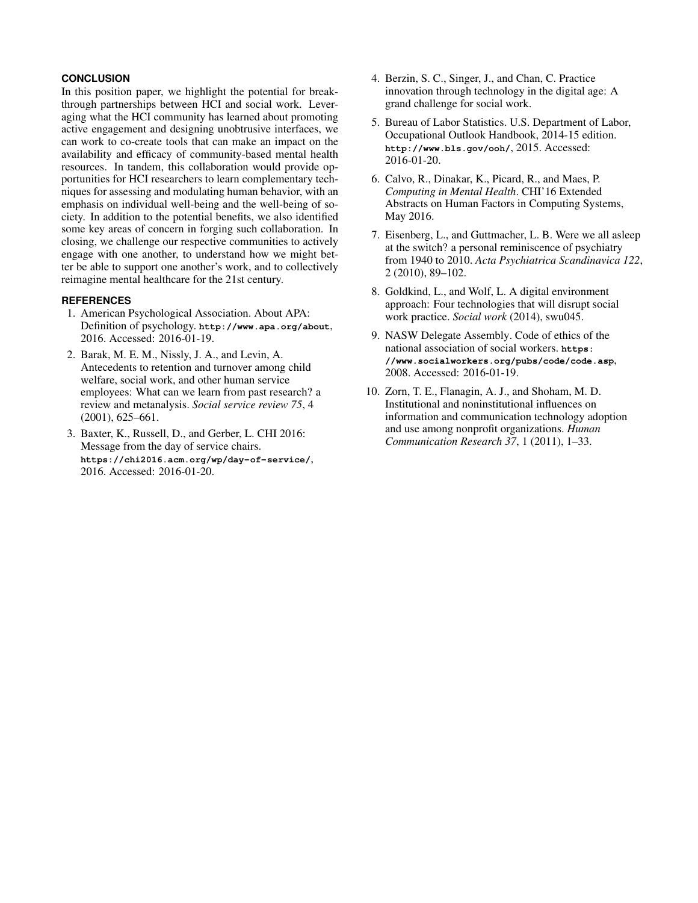## CONCLUSION

In this position paper, we highlight the potential for breakthrough partnerships between HCI and social work. Leveraging what the HCI community has learned about promoting active engagement and designing unobtrusive interfaces, we can work to co-create tools that can make an impact on the availability and efficacy of community-based mental health resources. In tandem, this collaboration would provide opportunities for HCI researchers to learn complementary techniques for assessing and modulating human behavior, with an emphasis on individual well-being and the well-being of society. In addition to the potential benefits, we also identified some key areas of concern in forging such collaboration. In closing, we challenge our respective communities to actively engage with one another, to understand how we might better be able to support one another's work, and to collectively reimagine mental healthcare for the 21st century.

## REFERENCES

1. American Psychological Association. About APA: Definition of psychology. `http://www.apa.org/about`, 2016. Accessed: 2016-01-19.
2. Barak, M. E. M., Nissly, J. A., and Levin, A. Antecedents to retention and turnover among child welfare, social work, and other human service employees: What can we learn from past research? a review and metanalysis. *Social service review 75*, 4 (2001), 625–661.
3. Baxter, K., Russell, D., and Gerber, L. CHI 2016: Message from the day of service chairs. `https://chi2016.acm.org/wp/day-of-service/`, 2016. Accessed: 2016-01-20.
4. Berzin, S. C., Singer, J., and Chan, C. Practice innovation through technology in the digital age: A grand challenge for social work.
5. Bureau of Labor Statistics. U.S. Department of Labor, Occupational Outlook Handbook, 2014-15 edition. `http://www.bls.gov/ooh/`, 2015. Accessed: 2016-01-20.
6. Calvo, R., Dinakar, K., Picard, R., and Maes, P. *Computing in Mental Health*. CHI'16 Extended Abstracts on Human Factors in Computing Systems, May 2016.
7. Eisenberg, L., and Guttmacher, L. B. Were we all asleep at the switch? a personal reminiscence of psychiatry from 1940 to 2010. *Acta Psychiatrica Scandinavica 122*, 2 (2010), 89–102.
8. Goldkind, L., and Wolf, L. A digital environment approach: Four technologies that will disrupt social work practice. *Social work* (2014), swu045.
9. NASW Delegate Assembly. Code of ethics of the national association of social workers. `https://www.socialworkers.org/pubs/code/code.asp`, 2008. Accessed: 2016-01-19.
10. Zorn, T. E., Flanagin, A. J., and Shoham, M. D. Institutional and noninstitutional influences on information and communication technology adoption and use among nonprofit organizations. *Human Communication Research 37*, 1 (2011), 1–33.